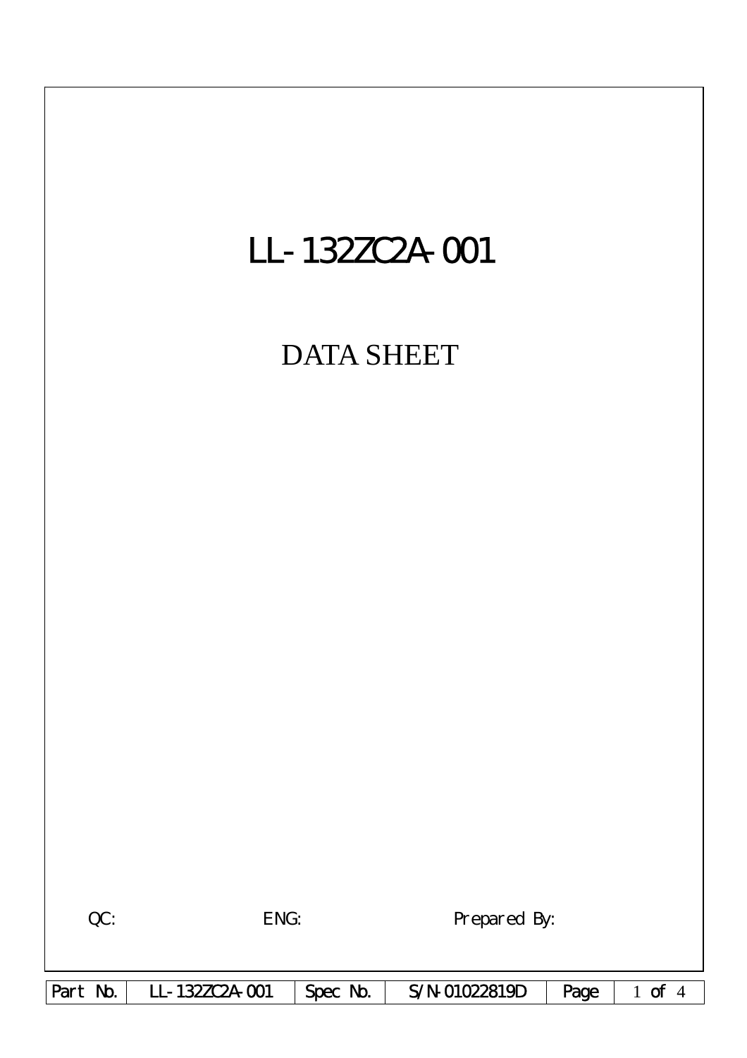# LL-132ZC2A-001

## DATA SHEET

QC: ENG: Prepared By: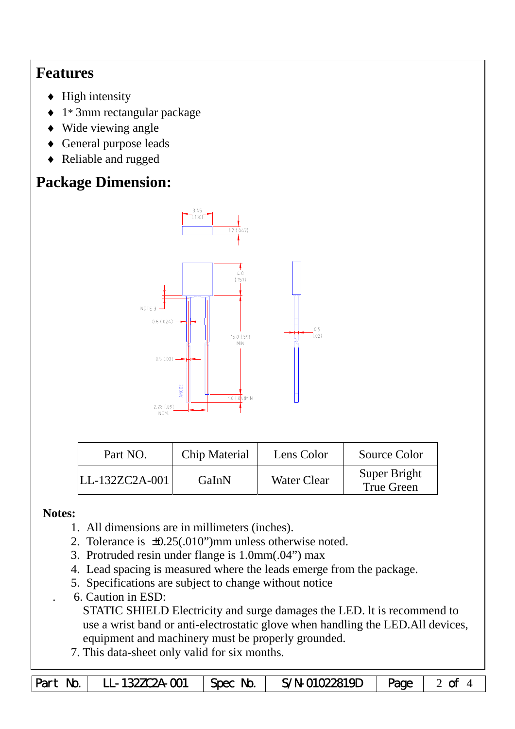## Features

- ♦ High intensity
- ♦ 1* 3mm rectangular package
- ♦ Wide viewing angle
- ♦ General purpose leads
- ♦ Reliable and rugged

## Package Dimension:

| Part NO. | Chip Material | Lens Color | Source Color |
|---|---|---|---|
| LL-132ZC2A-001 | GaInN | Water Clear | Super Bright True Green |

**Notes:**

1. All dimensions are in millimeters (inches).
2. Tolerance is ±0.25(.010")mm unless otherwise noted.
3. Protruded resin under flange is 1.0mm(.04") max
4. Lead spacing is measured where the leads emerge from the package.
5. Specifications are subject to change without notice
6. Caution in ESD:
   STATIC SHIELD Electricity and surge damages the LED. lt is recommend to use a wrist band or anti-electrostatic glove when handling the LED.All devices, equipment and machinery must be properly grounded.
7. This data-sheet only valid for six months.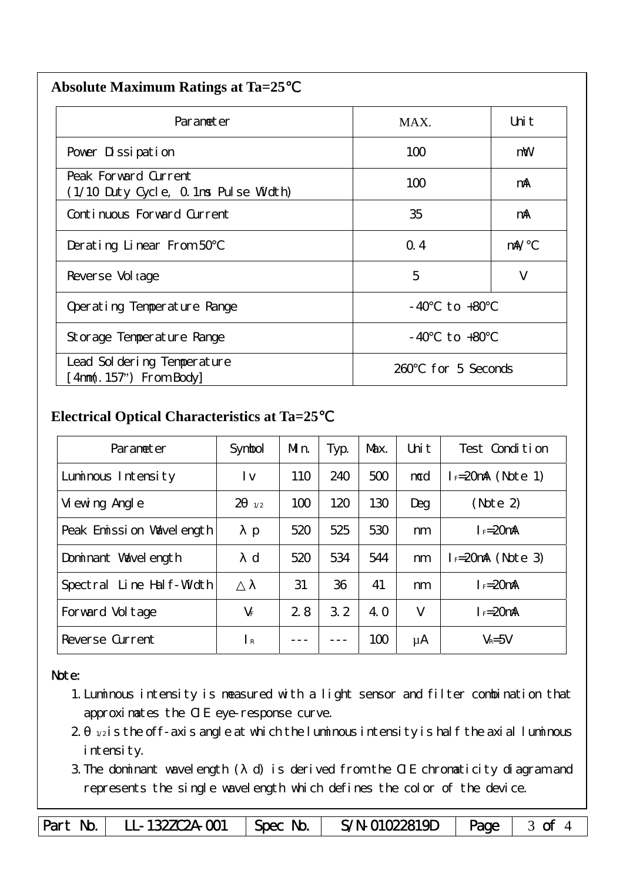## Absolute Maximum Ratings at Ta=25℃

| Parameter | MAX. | Unit |
|---|---|---|
| Power Dissipation | 100 | mW |
| Peak Forward Current (1/10 Duty Cycle, 0.1ms Pulse Width) | 100 | mA |
| Continuous Forward Current | 35 | mA |
| Derating Linear From 50℃ | 0.4 | mA/℃ |
| Reverse Voltage | 5 | V |
| Operating Temperature Range | -40℃ to +80℃ | |
| Storage Temperature Range | -40℃ to +80℃ | |
| Lead Soldering Temperature [4mm(.157") From Body] | 260℃ for 5 Seconds | |

## Electrical Optical Characteristics at Ta=25℃

| Parameter | Symbol | Min. | Typ. | Max. | Unit | Test Condition |
|---|---|---|---|---|---|---|
| Luminous Intensity | Iv | 110 | 240 | 500 | mcd | $I_F$=20mA (Note 1) |
| Viewing Angle | $2\theta_{1/2}$ | 100 | 120 | 130 | Deg | (Note 2) |
| Peak Emission Wavelength | $\lambda p$ | 520 | 525 | 530 | nm | $I_F$=20mA |
| Dominant Wavelength | $\lambda d$ | 520 | 534 | 544 | nm | $I_F$=20mA (Note 3) |
| Spectral Line Half-Width | $\Delta\lambda$ | 31 | 36 | 41 | nm | $I_F$=20mA |
| Forward Voltage | $V_F$ | 2.8 | 3.2 | 4.0 | V | $I_F$=20mA |
| Reverse Current | $I_R$ | --- | --- | 100 | μA | $V_R$=5V |

Note:

1. Luminous intensity is measured with a light sensor and filter combination that approximates the CIE eye-response curve.
2. $\theta_{1/2}$ is the off-axis angle at which the luminous intensity is half the axial luminous intensity.
3. The dominant wavelength ($\lambda d$) is derived from the CIE chromaticity diagram and represents the single wavelength which defines the color of the device.

| Part No. | LL-132ZC2A-001 | Spec No. | S/N-01022819D | Page | 3 of 4 |
|---|---|---|---|---|---|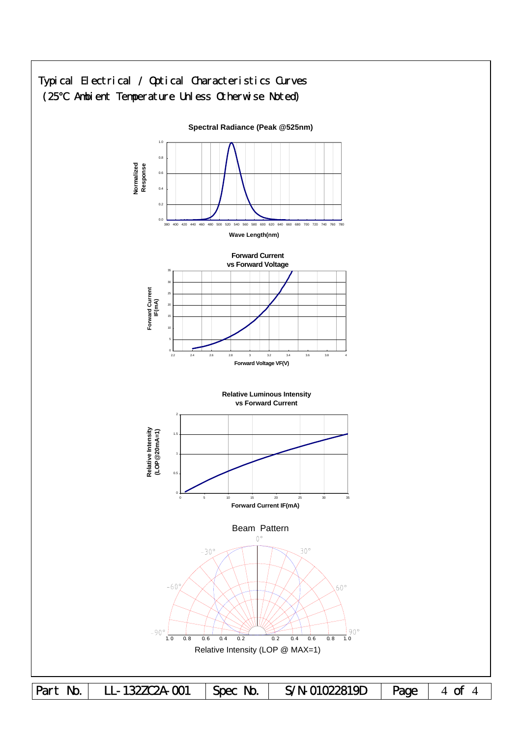# Typical Electrical / Optical Characteristics Curves
(25°C Ambient Temperature Unless Otherwise Noted)

**Spectral Radiance (Peak @525nm)**

Normalized Response

1.0
0.8
0.6
0.4
0.2
0.0

380 400 420 440 460 480 500 520 540 560 580 600 620 640 660 680 700 720 740 760 780

Wave Length(nm)

**Forward Current vs Forward Voltage**

Forward Current IF(mA)

35
30
25
20
15
10
5
0

2.2 2.4 2.6 2.8 3 3.2 3.4 3.6 3.8 4

Forward Voltage VF(V)

**Relative Luminous Intensity vs Forward Current**

Relative Intensity (LOP@20mA=1)

2
1.5
1
0.5
0

0 5 10 15 20 25 30 35

Forward Current IF(mA)

Beam Pattern

0°
-30° 30°
-60° 60°
-90° 90°

1.0 0.8 0.6 0.4 0.2 0.2 0.4 0.6 0.8 1.0

Relative Intensity (LOP @ MAX=1)

| Part No. | LL-132ZC2A-001 | Spec No. | S/N-01022819D | Page | 4 of 4 |
| --- | --- | --- | --- | --- | --- |